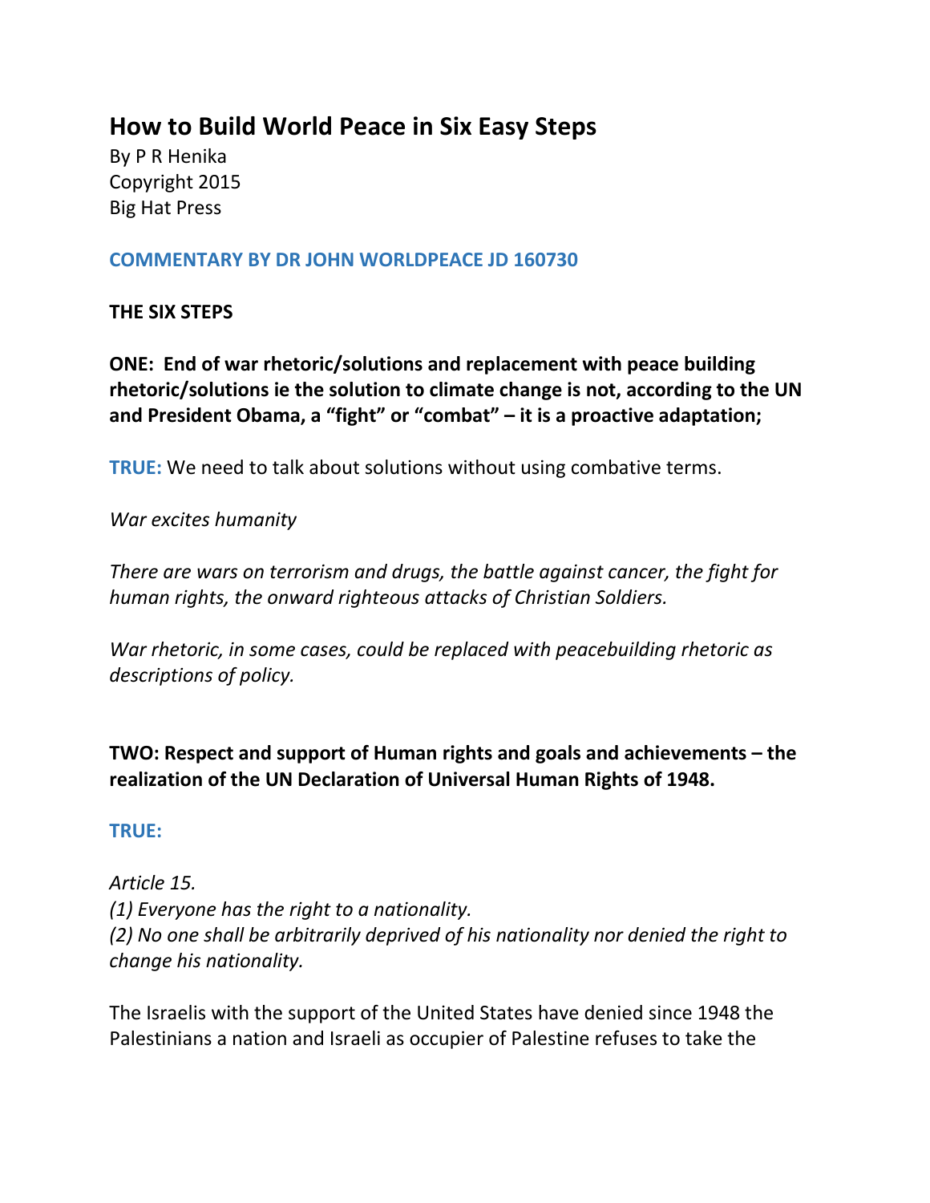# How to Build World Peace in Six Easy Steps

By P R Henika
Copyright 2015
Big Hat Press

**COMMENTARY BY DR JOHN WORLDPEACE JD 160730**

**THE SIX STEPS**

**ONE: End of war rhetoric/solutions and replacement with peace building rhetoric/solutions ie the solution to climate change is not, according to the UN and President Obama, a "fight" or "combat" – it is a proactive adaptation;**

**TRUE:** We need to talk about solutions without using combative terms.

*War excites humanity*

*There are wars on terrorism and drugs, the battle against cancer, the fight for human rights, the onward righteous attacks of Christian Soldiers.*

*War rhetoric, in some cases, could be replaced with peacebuilding rhetoric as descriptions of policy.*

**TWO: Respect and support of Human rights and goals and achievements – the realization of the UN Declaration of Universal Human Rights of 1948.**

**TRUE:**

*Article 15.*
*(1) Everyone has the right to a nationality.*
*(2) No one shall be arbitrarily deprived of his nationality nor denied the right to change his nationality.*

The Israelis with the support of the United States have denied since 1948 the Palestinians a nation and Israeli as occupier of Palestine refuses to take the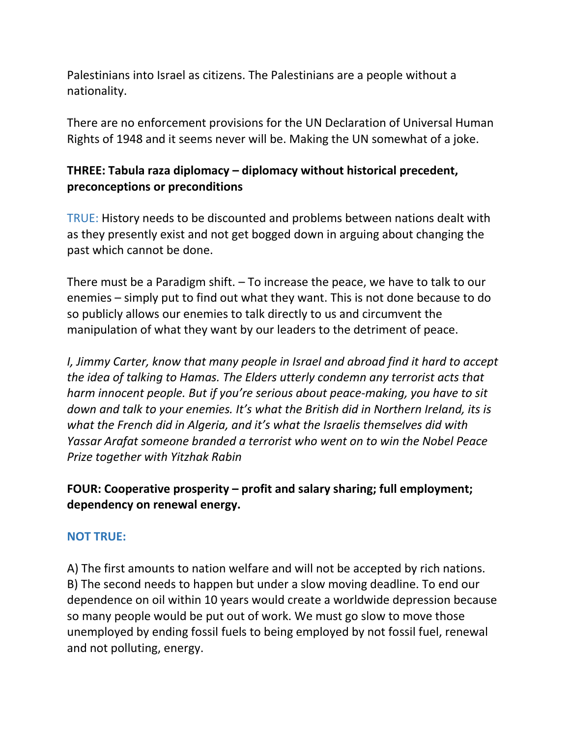Palestinians into Israel as citizens. The Palestinians are a people without a nationality.

There are no enforcement provisions for the UN Declaration of Universal Human Rights of 1948 and it seems never will be. Making the UN somewhat of a joke.

**THREE: Tabula raza diplomacy – diplomacy without historical precedent, preconceptions or preconditions**

TRUE: History needs to be discounted and problems between nations dealt with as they presently exist and not get bogged down in arguing about changing the past which cannot be done.

There must be a Paradigm shift. – To increase the peace, we have to talk to our enemies – simply put to find out what they want. This is not done because to do so publicly allows our enemies to talk directly to us and circumvent the manipulation of what they want by our leaders to the detriment of peace.

*I, Jimmy Carter, know that many people in Israel and abroad find it hard to accept the idea of talking to Hamas. The Elders utterly condemn any terrorist acts that harm innocent people. But if you're serious about peace-making, you have to sit down and talk to your enemies. It's what the British did in Northern Ireland, its is what the French did in Algeria, and it's what the Israelis themselves did with Yassar Arafat someone branded a terrorist who went on to win the Nobel Peace Prize together with Yitzhak Rabin*

**FOUR: Cooperative prosperity – profit and salary sharing; full employment; dependency on renewal energy.**

**NOT TRUE:**

A) The first amounts to nation welfare and will not be accepted by rich nations.
B) The second needs to happen but under a slow moving deadline. To end our dependence on oil within 10 years would create a worldwide depression because so many people would be put out of work. We must go slow to move those unemployed by ending fossil fuels to being employed by not fossil fuel, renewal and not polluting, energy.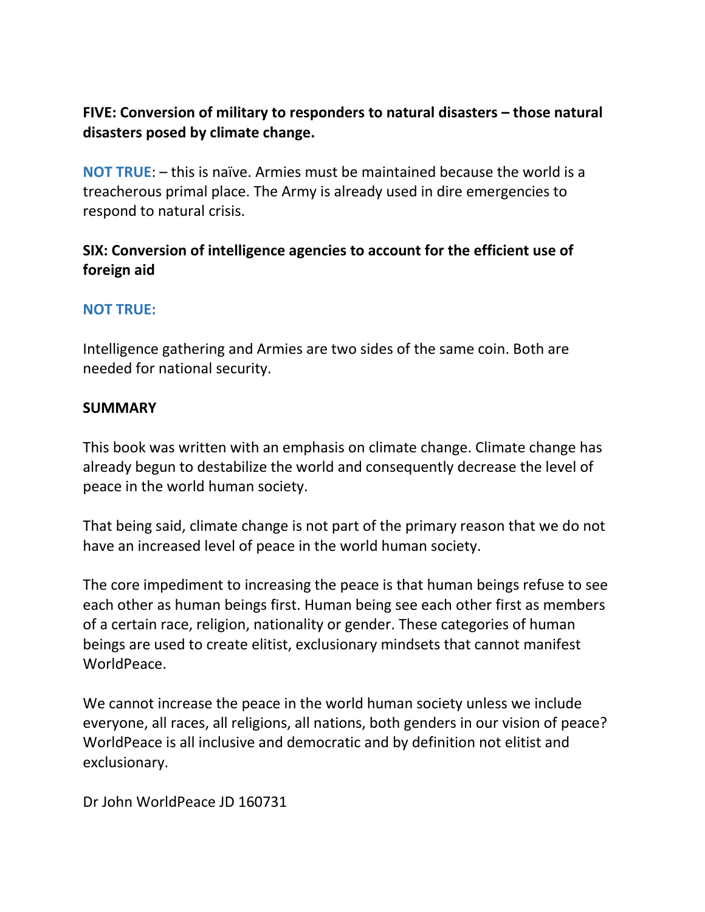**FIVE: Conversion of military to responders to natural disasters – those natural disasters posed by climate change.**

**NOT TRUE**: – this is naïve. Armies must be maintained because the world is a treacherous primal place. The Army is already used in dire emergencies to respond to natural crisis.

**SIX: Conversion of intelligence agencies to account for the efficient use of foreign aid**

**NOT TRUE:**

Intelligence gathering and Armies are two sides of the same coin. Both are needed for national security.

**SUMMARY**

This book was written with an emphasis on climate change. Climate change has already begun to destabilize the world and consequently decrease the level of peace in the world human society.

That being said, climate change is not part of the primary reason that we do not have an increased level of peace in the world human society.

The core impediment to increasing the peace is that human beings refuse to see each other as human beings first. Human being see each other first as members of a certain race, religion, nationality or gender. These categories of human beings are used to create elitist, exclusionary mindsets that cannot manifest WorldPeace.

We cannot increase the peace in the world human society unless we include everyone, all races, all religions, all nations, both genders in our vision of peace? WorldPeace is all inclusive and democratic and by definition not elitist and exclusionary.

Dr John WorldPeace JD 160731